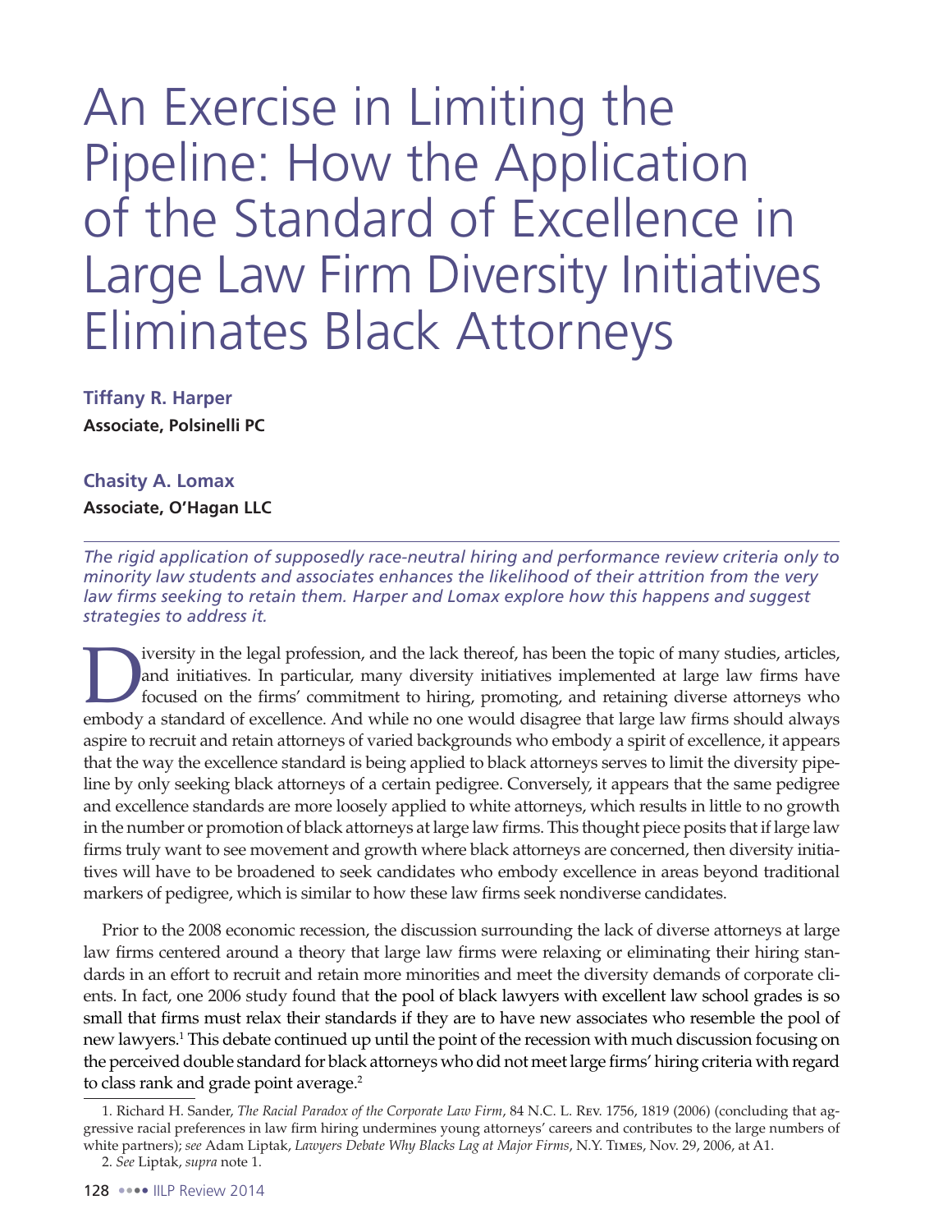// An Exercise in Limiting the Pipeline: How the Application of the Standard of Excellence in Large Law Firm Diversity Initiatives Eliminates Black Attorneys

**Tiffany R. Harper**
**Associate, Polsinelli PC**

**Chasity A. Lomax**
**Associate, O'Hagan LLC**

*The rigid application of supposedly race-neutral hiring and performance review criteria only to minority law students and associates enhances the likelihood of their attrition from the very law firms seeking to retain them. Harper and Lomax explore how this happens and suggest strategies to address it.*

Diversity in the legal profession, and the lack thereof, has been the topic of many studies, articles, and initiatives. In particular, many diversity initiatives implemented at large law firms have focused on the firms' commitment to hiring, promoting, and retaining diverse attorneys who embody a standard of excellence. And while no one would disagree that large law firms should always aspire to recruit and retain attorneys of varied backgrounds who embody a spirit of excellence, it appears that the way the excellence standard is being applied to black attorneys serves to limit the diversity pipeline by only seeking black attorneys of a certain pedigree. Conversely, it appears that the same pedigree and excellence standards are more loosely applied to white attorneys, which results in little to no growth in the number or promotion of black attorneys at large law firms. This thought piece posits that if large law firms truly want to see movement and growth where black attorneys are concerned, then diversity initiatives will have to be broadened to seek candidates who embody excellence in areas beyond traditional markers of pedigree, which is similar to how these law firms seek nondiverse candidates.

Prior to the 2008 economic recession, the discussion surrounding the lack of diverse attorneys at large law firms centered around a theory that large law firms were relaxing or eliminating their hiring standards in an effort to recruit and retain more minorities and meet the diversity demands of corporate clients. In fact, one 2006 study found that the pool of black lawyers with excellent law school grades is so small that firms must relax their standards if they are to have new associates who resemble the pool of new lawyers.[1] This debate continued up until the point of the recession with much discussion focusing on the perceived double standard for black attorneys who did not meet large firms' hiring criteria with regard to class rank and grade point average.[2]

1. Richard H. Sander, *The Racial Paradox of the Corporate Law Firm*, 84 N.C. L. Rev. 1756, 1819 (2006) (concluding that aggressive racial preferences in law firm hiring undermines young attorneys' careers and contributes to the large numbers of white partners); *see* Adam Liptak, *Lawyers Debate Why Blacks Lag at Major Firms*, N.Y. Times, Nov. 29, 2006, at A1.

2. *See* Liptak, *supra* note 1.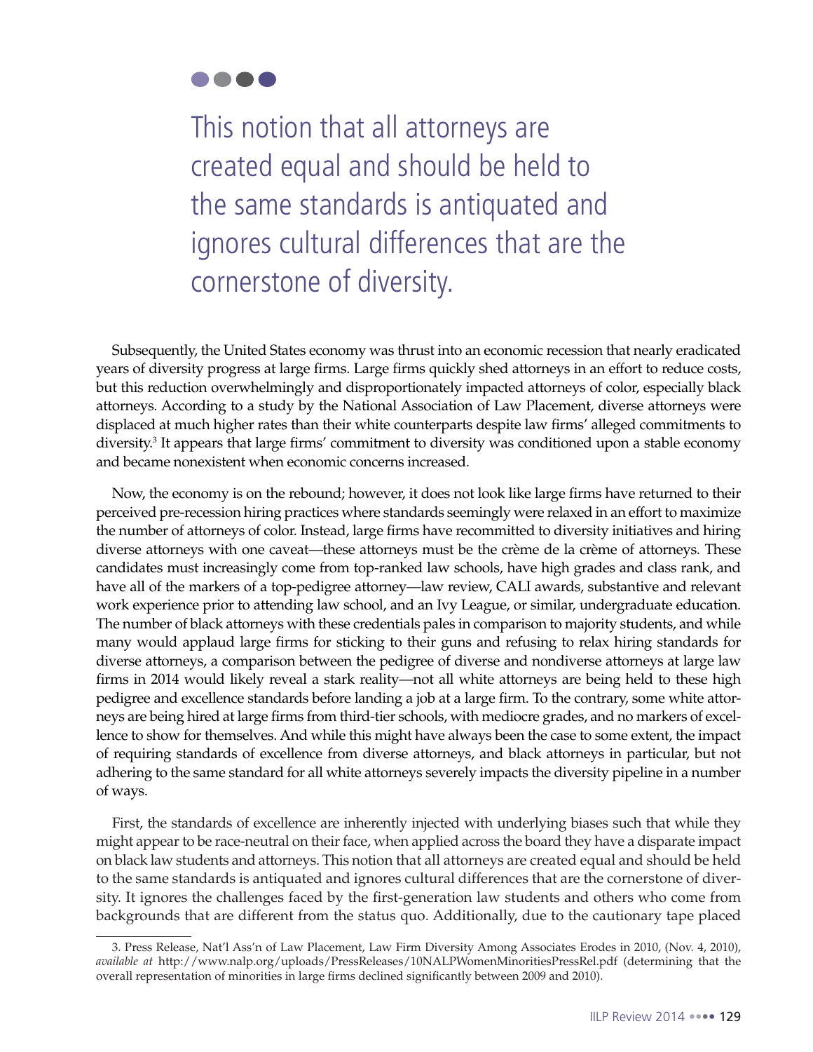> This notion that all attorneys are created equal and should be held to the same standards is antiquated and ignores cultural differences that are the cornerstone of diversity.

Subsequently, the United States economy was thrust into an economic recession that nearly eradicated years of diversity progress at large firms. Large firms quickly shed attorneys in an effort to reduce costs, but this reduction overwhelmingly and disproportionately impacted attorneys of color, especially black attorneys. According to a study by the National Association of Law Placement, diverse attorneys were displaced at much higher rates than their white counterparts despite law firms' alleged commitments to diversity.[3] It appears that large firms' commitment to diversity was conditioned upon a stable economy and became nonexistent when economic concerns increased.

Now, the economy is on the rebound; however, it does not look like large firms have returned to their perceived pre-recession hiring practices where standards seemingly were relaxed in an effort to maximize the number of attorneys of color. Instead, large firms have recommitted to diversity initiatives and hiring diverse attorneys with one caveat—these attorneys must be the crème de la crème of attorneys. These candidates must increasingly come from top-ranked law schools, have high grades and class rank, and have all of the markers of a top-pedigree attorney—law review, CALI awards, substantive and relevant work experience prior to attending law school, and an Ivy League, or similar, undergraduate education. The number of black attorneys with these credentials pales in comparison to majority students, and while many would applaud large firms for sticking to their guns and refusing to relax hiring standards for diverse attorneys, a comparison between the pedigree of diverse and nondiverse attorneys at large law firms in 2014 would likely reveal a stark reality—not all white attorneys are being held to these high pedigree and excellence standards before landing a job at a large firm. To the contrary, some white attorneys are being hired at large firms from third-tier schools, with mediocre grades, and no markers of excellence to show for themselves. And while this might have always been the case to some extent, the impact of requiring standards of excellence from diverse attorneys, and black attorneys in particular, but not adhering to the same standard for all white attorneys severely impacts the diversity pipeline in a number of ways.

First, the standards of excellence are inherently injected with underlying biases such that while they might appear to be race-neutral on their face, when applied across the board they have a disparate impact on black law students and attorneys. This notion that all attorneys are created equal and should be held to the same standards is antiquated and ignores cultural differences that are the cornerstone of diversity. It ignores the challenges faced by the first-generation law students and others who come from backgrounds that are different from the status quo. Additionally, due to the cautionary tape placed

3. Press Release, Nat'l Ass'n of Law Placement, Law Firm Diversity Among Associates Erodes in 2010, (Nov. 4, 2010), *available at* http://www.nalp.org/uploads/PressReleases/10NALPWomenMinoritiesPressRel.pdf (determining that the overall representation of minorities in large firms declined significantly between 2009 and 2010).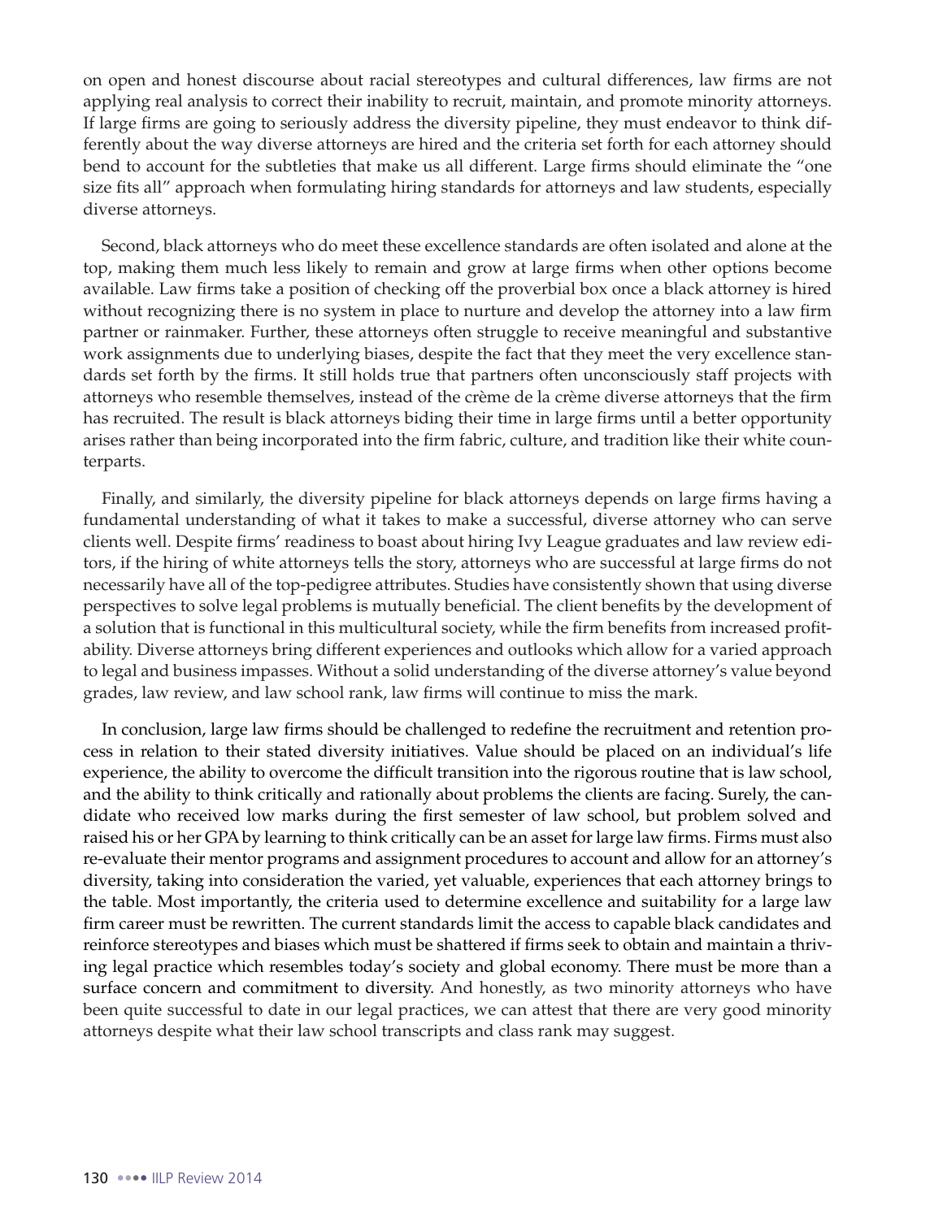on open and honest discourse about racial stereotypes and cultural differences, law firms are not applying real analysis to correct their inability to recruit, maintain, and promote minority attorneys. If large firms are going to seriously address the diversity pipeline, they must endeavor to think differently about the way diverse attorneys are hired and the criteria set forth for each attorney should bend to account for the subtleties that make us all different. Large firms should eliminate the "one size fits all" approach when formulating hiring standards for attorneys and law students, especially diverse attorneys.

Second, black attorneys who do meet these excellence standards are often isolated and alone at the top, making them much less likely to remain and grow at large firms when other options become available. Law firms take a position of checking off the proverbial box once a black attorney is hired without recognizing there is no system in place to nurture and develop the attorney into a law firm partner or rainmaker. Further, these attorneys often struggle to receive meaningful and substantive work assignments due to underlying biases, despite the fact that they meet the very excellence standards set forth by the firms. It still holds true that partners often unconsciously staff projects with attorneys who resemble themselves, instead of the crème de la crème diverse attorneys that the firm has recruited. The result is black attorneys biding their time in large firms until a better opportunity arises rather than being incorporated into the firm fabric, culture, and tradition like their white counterparts.

Finally, and similarly, the diversity pipeline for black attorneys depends on large firms having a fundamental understanding of what it takes to make a successful, diverse attorney who can serve clients well. Despite firms' readiness to boast about hiring Ivy League graduates and law review editors, if the hiring of white attorneys tells the story, attorneys who are successful at large firms do not necessarily have all of the top-pedigree attributes. Studies have consistently shown that using diverse perspectives to solve legal problems is mutually beneficial. The client benefits by the development of a solution that is functional in this multicultural society, while the firm benefits from increased profitability. Diverse attorneys bring different experiences and outlooks which allow for a varied approach to legal and business impasses. Without a solid understanding of the diverse attorney's value beyond grades, law review, and law school rank, law firms will continue to miss the mark.

In conclusion, large law firms should be challenged to redefine the recruitment and retention process in relation to their stated diversity initiatives. Value should be placed on an individual's life experience, the ability to overcome the difficult transition into the rigorous routine that is law school, and the ability to think critically and rationally about problems the clients are facing. Surely, the candidate who received low marks during the first semester of law school, but problem solved and raised his or her GPA by learning to think critically can be an asset for large law firms. Firms must also re-evaluate their mentor programs and assignment procedures to account and allow for an attorney's diversity, taking into consideration the varied, yet valuable, experiences that each attorney brings to the table. Most importantly, the criteria used to determine excellence and suitability for a large law firm career must be rewritten. The current standards limit the access to capable black candidates and reinforce stereotypes and biases which must be shattered if firms seek to obtain and maintain a thriving legal practice which resembles today's society and global economy. There must be more than a surface concern and commitment to diversity. And honestly, as two minority attorneys who have been quite successful to date in our legal practices, we can attest that there are very good minority attorneys despite what their law school transcripts and class rank may suggest.